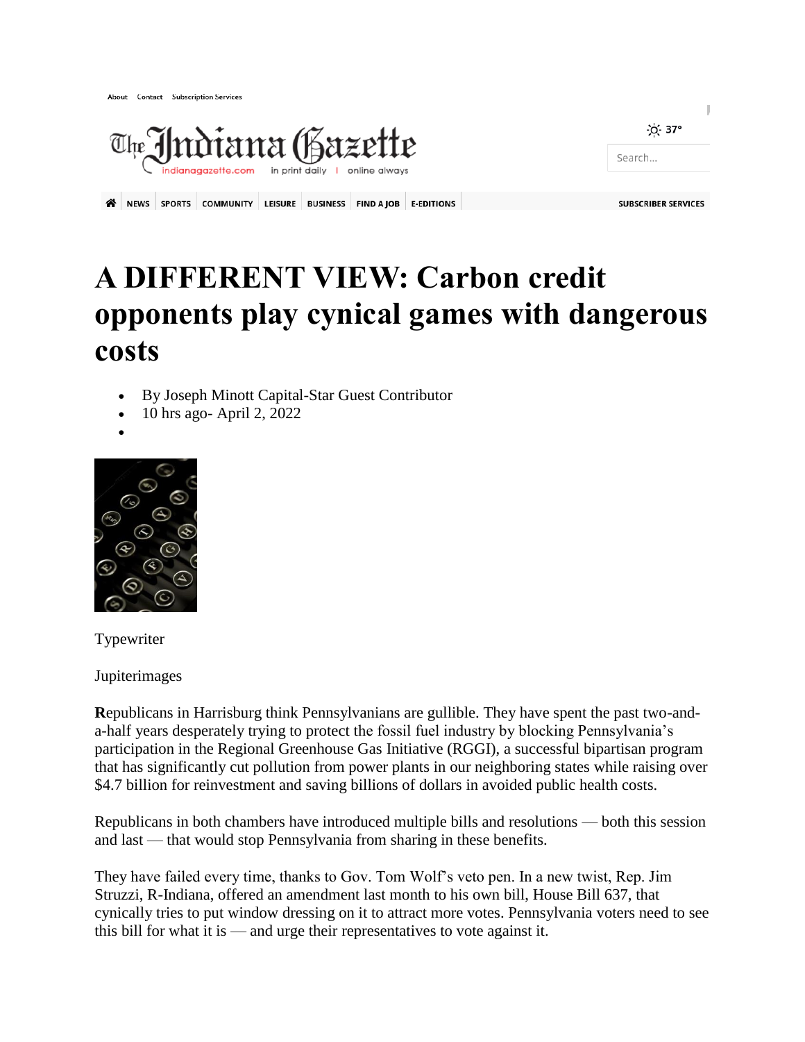About Contact Subscription Services

The Indiana Gazette
indianagazette.com in print daily | online always

37°

Search...

NEWS SPORTS COMMUNITY LEISURE BUSINESS FIND A JOB E-EDITIONS SUBSCRIBER SERVICES

# A DIFFERENT VIEW: Carbon credit opponents play cynical games with dangerous costs

- By Joseph Minott Capital-Star Guest Contributor
- 10 hrs ago- April 2, 2022

Typewriter

Jupiterimages

**R**epublicans in Harrisburg think Pennsylvanians are gullible. They have spent the past two-and-a-half years desperately trying to protect the fossil fuel industry by blocking Pennsylvania's participation in the Regional Greenhouse Gas Initiative (RGGI), a successful bipartisan program that has significantly cut pollution from power plants in our neighboring states while raising over $4.7 billion for reinvestment and saving billions of dollars in avoided public health costs.

Republicans in both chambers have introduced multiple bills and resolutions — both this session and last — that would stop Pennsylvania from sharing in these benefits.

They have failed every time, thanks to Gov. Tom Wolf's veto pen. In a new twist, Rep. Jim Struzzi, R-Indiana, offered an amendment last month to his own bill, House Bill 637, that cynically tries to put window dressing on it to attract more votes. Pennsylvania voters need to see this bill for what it is — and urge their representatives to vote against it.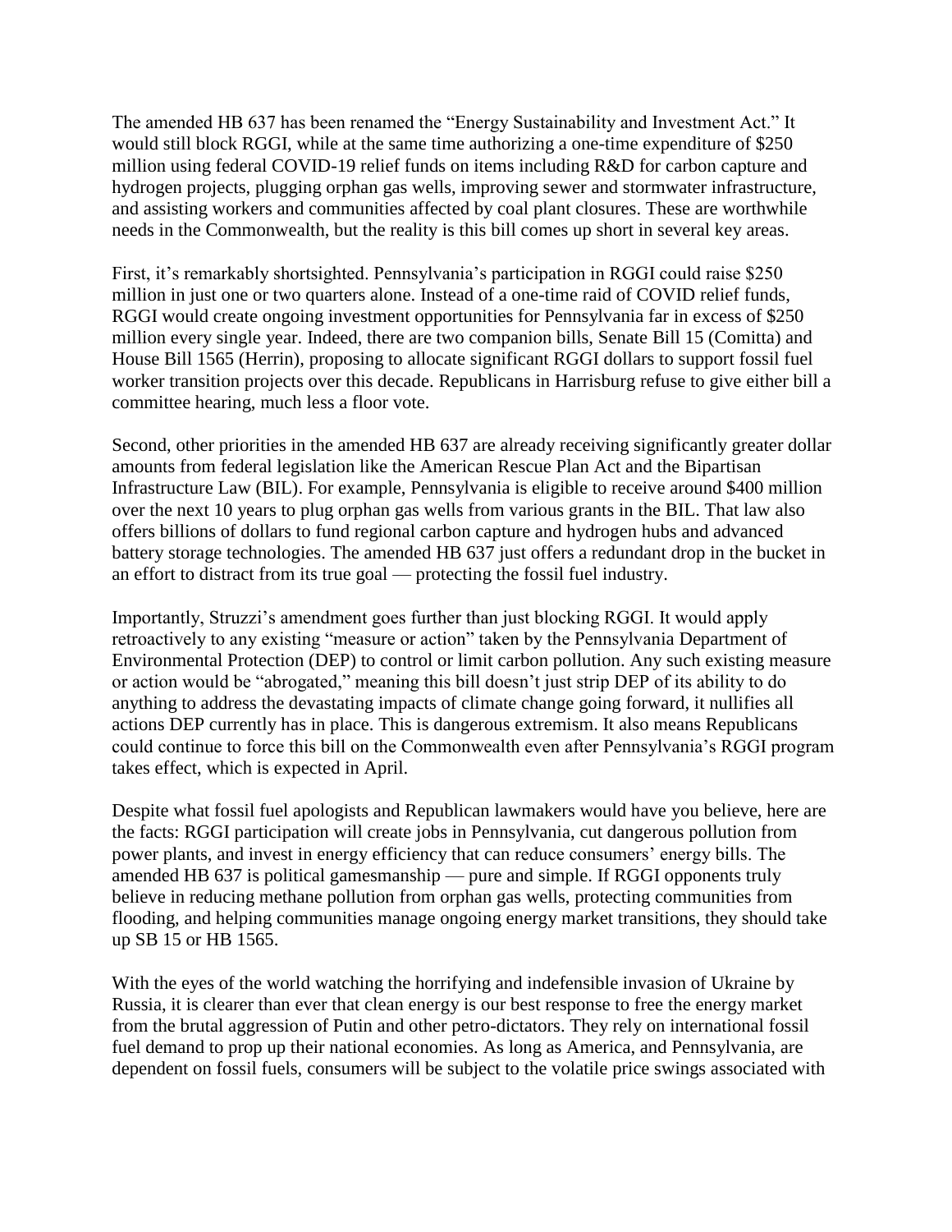The amended HB 637 has been renamed the "Energy Sustainability and Investment Act." It would still block RGGI, while at the same time authorizing a one-time expenditure of $250 million using federal COVID-19 relief funds on items including R&D for carbon capture and hydrogen projects, plugging orphan gas wells, improving sewer and stormwater infrastructure, and assisting workers and communities affected by coal plant closures. These are worthwhile needs in the Commonwealth, but the reality is this bill comes up short in several key areas.

First, it's remarkably shortsighted. Pennsylvania's participation in RGGI could raise $250 million in just one or two quarters alone. Instead of a one-time raid of COVID relief funds, RGGI would create ongoing investment opportunities for Pennsylvania far in excess of $250 million every single year. Indeed, there are two companion bills, Senate Bill 15 (Comitta) and House Bill 1565 (Herrin), proposing to allocate significant RGGI dollars to support fossil fuel worker transition projects over this decade. Republicans in Harrisburg refuse to give either bill a committee hearing, much less a floor vote.

Second, other priorities in the amended HB 637 are already receiving significantly greater dollar amounts from federal legislation like the American Rescue Plan Act and the Bipartisan Infrastructure Law (BIL). For example, Pennsylvania is eligible to receive around $400 million over the next 10 years to plug orphan gas wells from various grants in the BIL. That law also offers billions of dollars to fund regional carbon capture and hydrogen hubs and advanced battery storage technologies. The amended HB 637 just offers a redundant drop in the bucket in an effort to distract from its true goal — protecting the fossil fuel industry.

Importantly, Struzzi's amendment goes further than just blocking RGGI. It would apply retroactively to any existing "measure or action" taken by the Pennsylvania Department of Environmental Protection (DEP) to control or limit carbon pollution. Any such existing measure or action would be "abrogated," meaning this bill doesn't just strip DEP of its ability to do anything to address the devastating impacts of climate change going forward, it nullifies all actions DEP currently has in place. This is dangerous extremism. It also means Republicans could continue to force this bill on the Commonwealth even after Pennsylvania's RGGI program takes effect, which is expected in April.

Despite what fossil fuel apologists and Republican lawmakers would have you believe, here are the facts: RGGI participation will create jobs in Pennsylvania, cut dangerous pollution from power plants, and invest in energy efficiency that can reduce consumers' energy bills. The amended HB 637 is political gamesmanship — pure and simple. If RGGI opponents truly believe in reducing methane pollution from orphan gas wells, protecting communities from flooding, and helping communities manage ongoing energy market transitions, they should take up SB 15 or HB 1565.

With the eyes of the world watching the horrifying and indefensible invasion of Ukraine by Russia, it is clearer than ever that clean energy is our best response to free the energy market from the brutal aggression of Putin and other petro-dictators. They rely on international fossil fuel demand to prop up their national economies. As long as America, and Pennsylvania, are dependent on fossil fuels, consumers will be subject to the volatile price swings associated with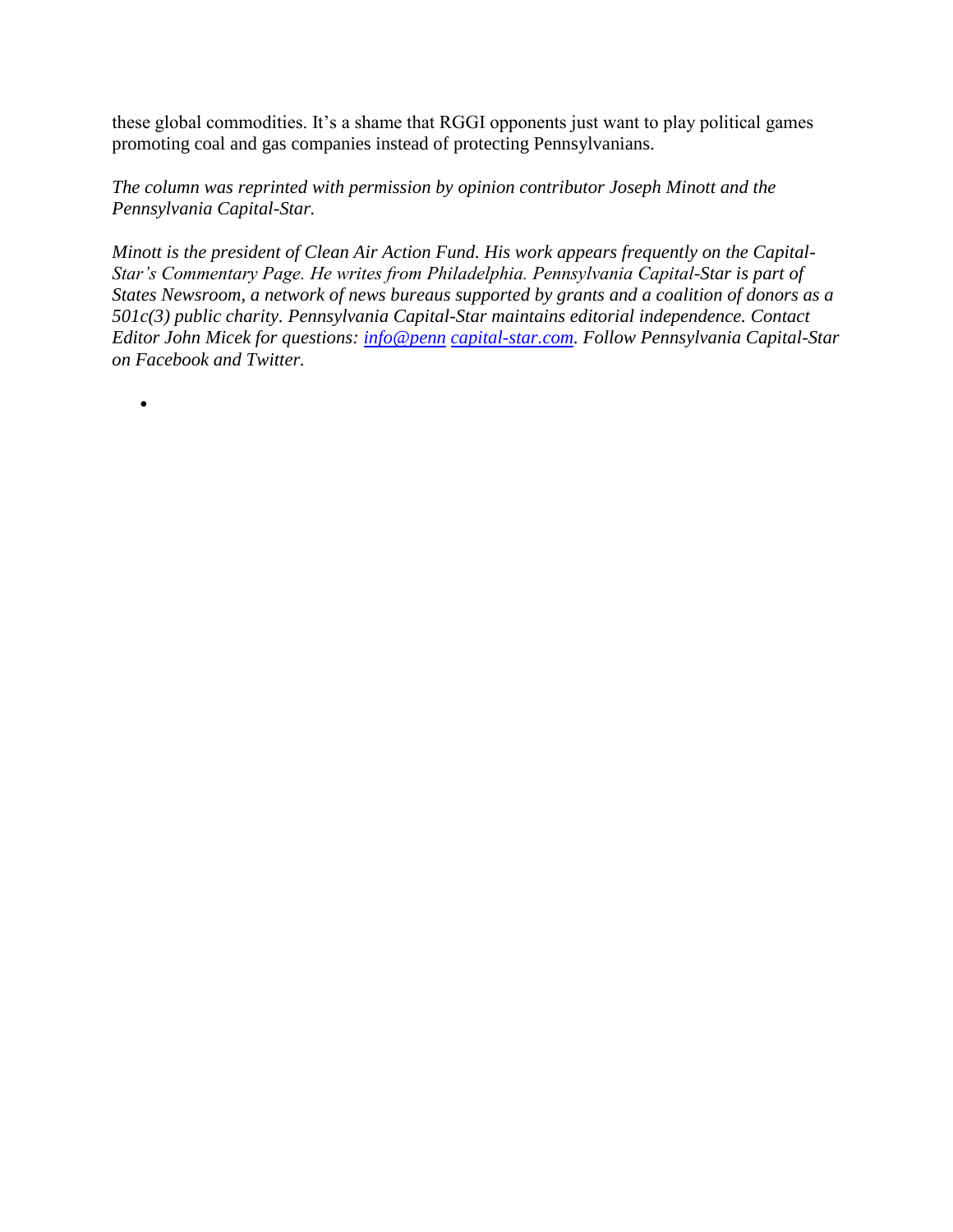these global commodities. It's a shame that RGGI opponents just want to play political games promoting coal and gas companies instead of protecting Pennsylvanians.

*The column was reprinted with permission by opinion contributor Joseph Minott and the Pennsylvania Capital-Star.*

*Minott is the president of Clean Air Action Fund. His work appears frequently on the Capital-Star's Commentary Page. He writes from Philadelphia. Pennsylvania Capital-Star is part of States Newsroom, a network of news bureaus supported by grants and a coalition of donors as a 501c(3) public charity. Pennsylvania Capital-Star maintains editorial independence. Contact Editor John Micek for questions: [info@penn](mailto:info@penncapital-star.com) [capital-star.com](mailto:info@penncapital-star.com). Follow Pennsylvania Capital-Star on Facebook and Twitter.*